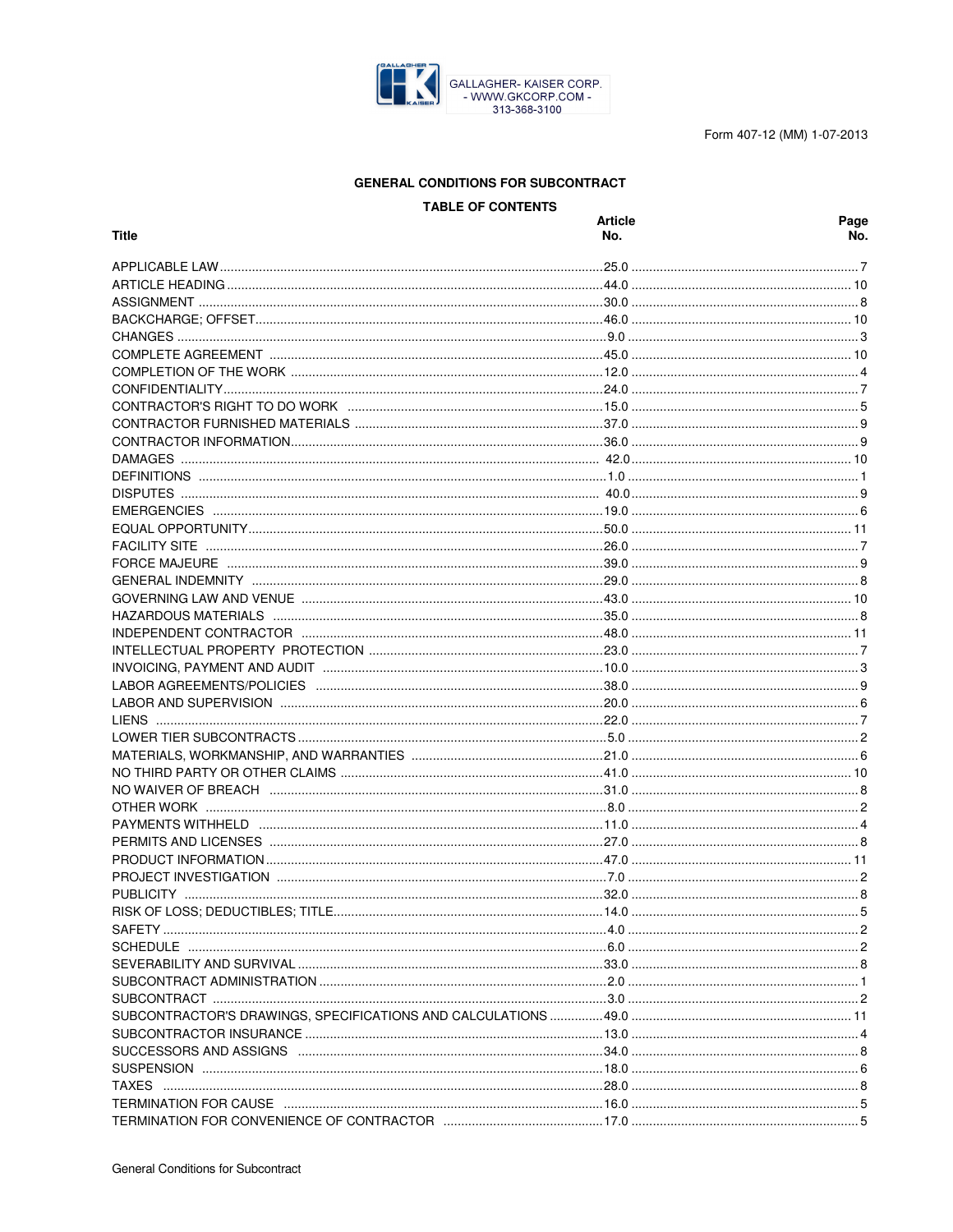GALLAGHER- KAISER CORP.
- WWW.GKCORP.COM -
313-368-3100

Form 407-12 (MM) 1-07-2013

## GENERAL CONDITIONS FOR SUBCONTRACT

### TABLE OF CONTENTS

| Title | Article No. | Page No. |
|---|---|---|
| APPLICABLE LAW | 25.0 | 7 |
| ARTICLE HEADING | 44.0 | 10 |
| ASSIGNMENT | 30.0 | 8 |
| BACKCHARGE; OFFSET | 46.0 | 10 |
| CHANGES | 9.0 | 3 |
| COMPLETE AGREEMENT | 45.0 | 10 |
| COMPLETION OF THE WORK | 12.0 | 4 |
| CONFIDENTIALITY | 24.0 | 7 |
| CONTRACTOR'S RIGHT TO DO WORK | 15.0 | 5 |
| CONTRACTOR FURNISHED MATERIALS | 37.0 | 9 |
| CONTRACTOR INFORMATION | 36.0 | 9 |
| DAMAGES | 42.0 | 10 |
| DEFINITIONS | 1.0 | 1 |
| DISPUTES | 40.0 | 9 |
| EMERGENCIES | 19.0 | 6 |
| EQUAL OPPORTUNITY | 50.0 | 11 |
| FACILITY SITE | 26.0 | 7 |
| FORCE MAJEURE | 39.0 | 9 |
| GENERAL INDEMNITY | 29.0 | 8 |
| GOVERNING LAW AND VENUE | 43.0 | 10 |
| HAZARDOUS MATERIALS | 35.0 | 8 |
| INDEPENDENT CONTRACTOR | 48.0 | 11 |
| INTELLECTUAL PROPERTY PROTECTION | 23.0 | 7 |
| INVOICING, PAYMENT AND AUDIT | 10.0 | 3 |
| LABOR AGREEMENTS/POLICIES | 38.0 | 9 |
| LABOR AND SUPERVISION | 20.0 | 6 |
| LIENS | 22.0 | 7 |
| LOWER TIER SUBCONTRACTS | 5.0 | 2 |
| MATERIALS, WORKMANSHIP, AND WARRANTIES | 21.0 | 6 |
| NO THIRD PARTY OR OTHER CLAIMS | 41.0 | 10 |
| NO WAIVER OF BREACH | 31.0 | 8 |
| OTHER WORK | 8.0 | 2 |
| PAYMENTS WITHHELD | 11.0 | 4 |
| PERMITS AND LICENSES | 27.0 | 8 |
| PRODUCT INFORMATION | 47.0 | 11 |
| PROJECT INVESTIGATION | 7.0 | 2 |
| PUBLICITY | 32.0 | 8 |
| RISK OF LOSS; DEDUCTIBLES; TITLE | 14.0 | 5 |
| SAFETY | 4.0 | 2 |
| SCHEDULE | 6.0 | 2 |
| SEVERABILITY AND SURVIVAL | 33.0 | 8 |
| SUBCONTRACT ADMINISTRATION | 2.0 | 1 |
| SUBCONTRACT | 3.0 | 2 |
| SUBCONTRACTOR'S DRAWINGS, SPECIFICATIONS AND CALCULATIONS | 49.0 | 11 |
| SUBCONTRACTOR INSURANCE | 13.0 | 4 |
| SUCCESSORS AND ASSIGNS | 34.0 | 8 |
| SUSPENSION | 18.0 | 6 |
| TAXES | 28.0 | 8 |
| TERMINATION FOR CAUSE | 16.0 | 5 |
| TERMINATION FOR CONVENIENCE OF CONTRACTOR | 17.0 | 5 |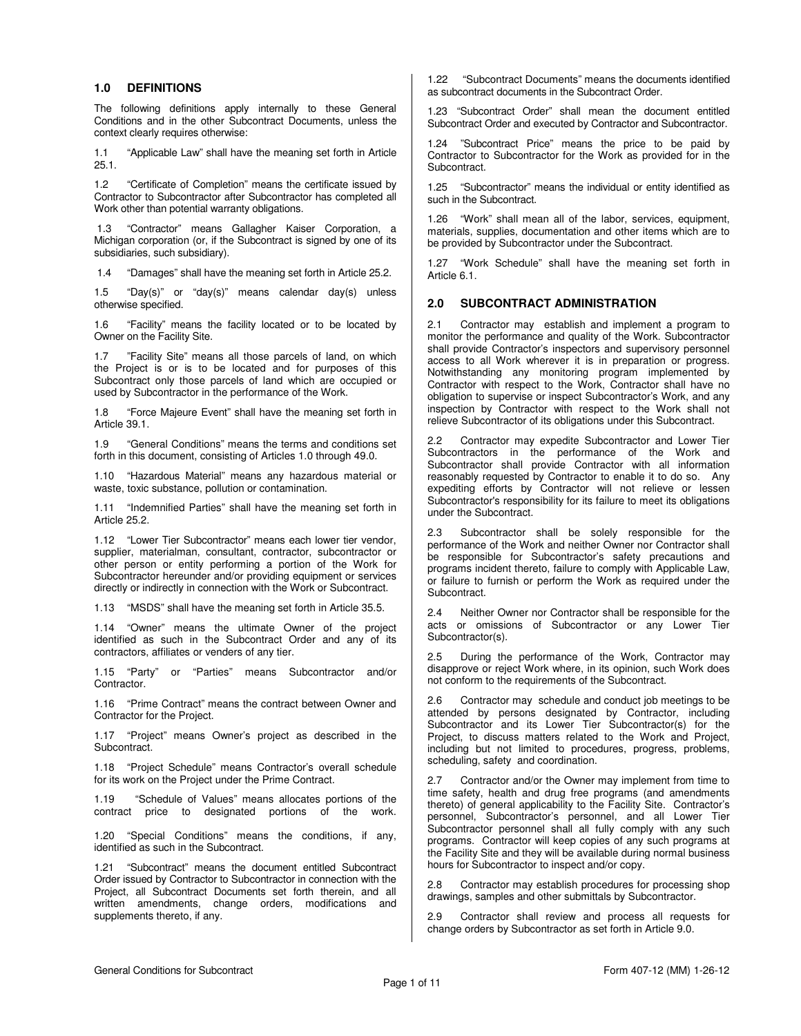## 1.0 DEFINITIONS

The following definitions apply internally to these General Conditions and in the other Subcontract Documents, unless the context clearly requires otherwise:

1.1 "Applicable Law" shall have the meaning set forth in Article 25.1.

1.2 "Certificate of Completion" means the certificate issued by Contractor to Subcontractor after Subcontractor has completed all Work other than potential warranty obligations.

1.3 "Contractor" means Gallagher Kaiser Corporation, a Michigan corporation (or, if the Subcontract is signed by one of its subsidiaries, such subsidiary).

1.4 "Damages" shall have the meaning set forth in Article 25.2.

1.5 "Day(s)" or "day(s)" means calendar day(s) unless otherwise specified.

1.6 "Facility" means the facility located or to be located by Owner on the Facility Site.

1.7 "Facility Site" means all those parcels of land, on which the Project is or is to be located and for purposes of this Subcontract only those parcels of land which are occupied or used by Subcontractor in the performance of the Work.

1.8 "Force Majeure Event" shall have the meaning set forth in Article 39.1.

1.9 "General Conditions" means the terms and conditions set forth in this document, consisting of Articles 1.0 through 49.0.

1.10 "Hazardous Material" means any hazardous material or waste, toxic substance, pollution or contamination.

1.11 "Indemnified Parties" shall have the meaning set forth in Article 25.2.

1.12 "Lower Tier Subcontractor" means each lower tier vendor, supplier, materialman, consultant, contractor, subcontractor or other person or entity performing a portion of the Work for Subcontractor hereunder and/or providing equipment or services directly or indirectly in connection with the Work or Subcontract.

1.13 "MSDS" shall have the meaning set forth in Article 35.5.

1.14 "Owner" means the ultimate Owner of the project identified as such in the Subcontract Order and any of its contractors, affiliates or venders of any tier.

1.15 "Party" or "Parties" means Subcontractor and/or Contractor.

1.16 "Prime Contract" means the contract between Owner and Contractor for the Project.

1.17 "Project" means Owner's project as described in the Subcontract.

1.18 "Project Schedule" means Contractor's overall schedule for its work on the Project under the Prime Contract.

1.19 "Schedule of Values" means allocates portions of the contract price to designated portions of the work.

1.20 "Special Conditions" means the conditions, if any, identified as such in the Subcontract.

1.21 "Subcontract" means the document entitled Subcontract Order issued by Contractor to Subcontractor in connection with the Project, all Subcontract Documents set forth therein, and all written amendments, change orders, modifications and supplements thereto, if any.

1.22 "Subcontract Documents" means the documents identified as subcontract documents in the Subcontract Order.

1.23 "Subcontract Order" shall mean the document entitled Subcontract Order and executed by Contractor and Subcontractor.

1.24 "Subcontract Price" means the price to be paid by Contractor to Subcontractor for the Work as provided for in the Subcontract.

1.25 "Subcontractor" means the individual or entity identified as such in the Subcontract.

1.26 "Work" shall mean all of the labor, services, equipment, materials, supplies, documentation and other items which are to be provided by Subcontractor under the Subcontract.

1.27 "Work Schedule" shall have the meaning set forth in Article 6.1.

## 2.0 SUBCONTRACT ADMINISTRATION

2.1 Contractor may establish and implement a program to monitor the performance and quality of the Work. Subcontractor shall provide Contractor's inspectors and supervisory personnel access to all Work wherever it is in preparation or progress. Notwithstanding any monitoring program implemented by Contractor with respect to the Work, Contractor shall have no obligation to supervise or inspect Subcontractor's Work, and any inspection by Contractor with respect to the Work shall not relieve Subcontractor of its obligations under this Subcontract.

2.2 Contractor may expedite Subcontractor and Lower Tier Subcontractors in the performance of the Work and Subcontractor shall provide Contractor with all information reasonably requested by Contractor to enable it to do so. Any expediting efforts by Contractor will not relieve or lessen Subcontractor's responsibility for its failure to meet its obligations under the Subcontract.

2.3 Subcontractor shall be solely responsible for the performance of the Work and neither Owner nor Contractor shall be responsible for Subcontractor's safety precautions and programs incident thereto, failure to comply with Applicable Law, or failure to furnish or perform the Work as required under the Subcontract.

2.4 Neither Owner nor Contractor shall be responsible for the acts or omissions of Subcontractor or any Lower Tier Subcontractor(s).

2.5 During the performance of the Work, Contractor may disapprove or reject Work where, in its opinion, such Work does not conform to the requirements of the Subcontract.

2.6 Contractor may schedule and conduct job meetings to be attended by persons designated by Contractor, including Subcontractor and its Lower Tier Subcontractor(s) for the Project, to discuss matters related to the Work and Project, including but not limited to procedures, progress, problems, scheduling, safety and coordination.

2.7 Contractor and/or the Owner may implement from time to time safety, health and drug free programs (and amendments thereto) of general applicability to the Facility Site. Contractor's personnel, Subcontractor's personnel, and all Lower Tier Subcontractor personnel shall all fully comply with any such programs. Contractor will keep copies of any such programs at the Facility Site and they will be available during normal business hours for Subcontractor to inspect and/or copy.

2.8 Contractor may establish procedures for processing shop drawings, samples and other submittals by Subcontractor.

2.9 Contractor shall review and process all requests for change orders by Subcontractor as set forth in Article 9.0.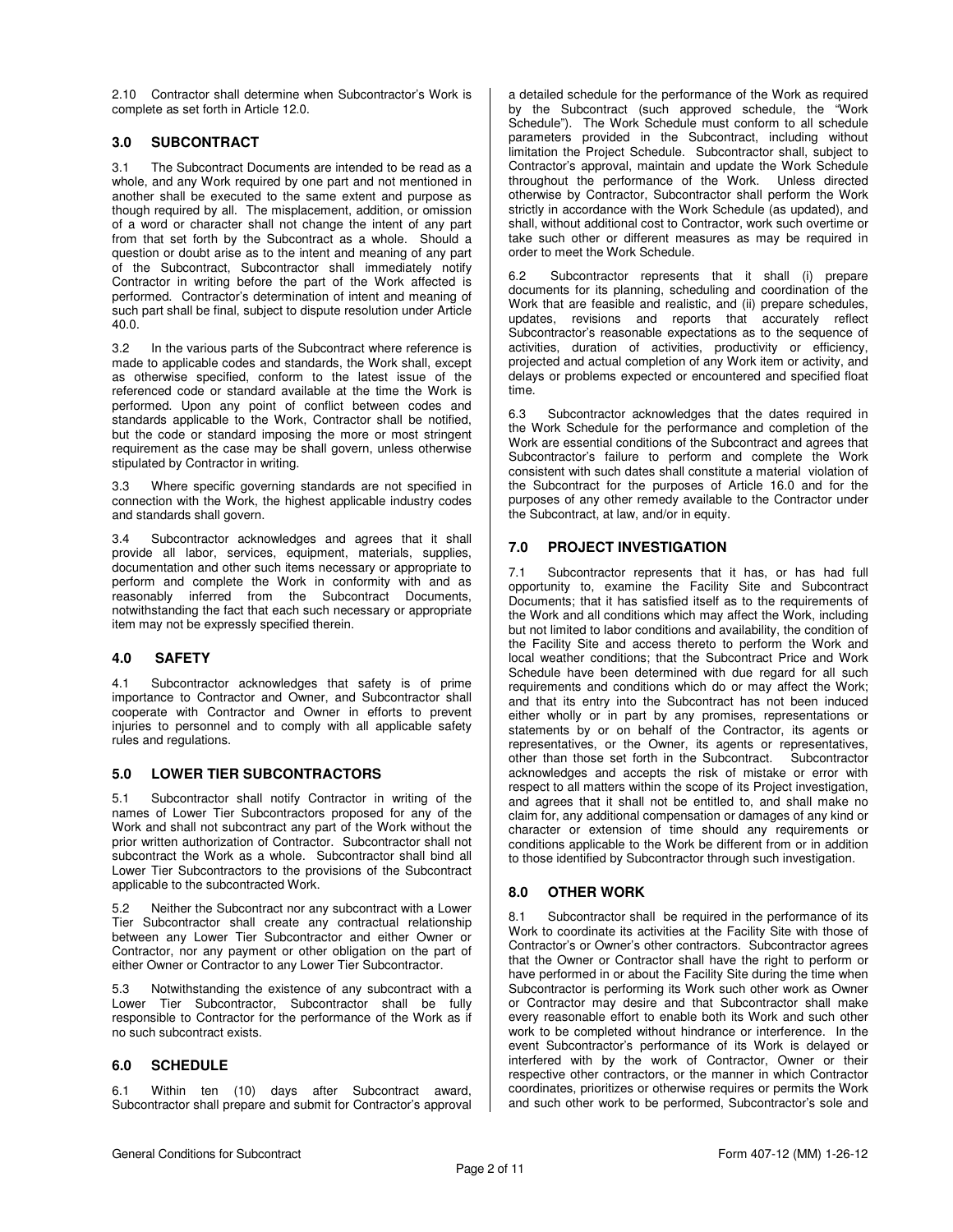2.10 Contractor shall determine when Subcontractor's Work is complete as set forth in Article 12.0.

## 3.0 SUBCONTRACT

3.1 The Subcontract Documents are intended to be read as a whole, and any Work required by one part and not mentioned in another shall be executed to the same extent and purpose as though required by all. The misplacement, addition, or omission of a word or character shall not change the intent of any part from that set forth by the Subcontract as a whole. Should a question or doubt arise as to the intent and meaning of any part of the Subcontract, Subcontractor shall immediately notify Contractor in writing before the part of the Work affected is performed. Contractor's determination of intent and meaning of such part shall be final, subject to dispute resolution under Article 40.0.

3.2 In the various parts of the Subcontract where reference is made to applicable codes and standards, the Work shall, except as otherwise specified, conform to the latest issue of the referenced code or standard available at the time the Work is performed. Upon any point of conflict between codes and standards applicable to the Work, Contractor shall be notified, but the code or standard imposing the more or most stringent requirement as the case may be shall govern, unless otherwise stipulated by Contractor in writing.

3.3 Where specific governing standards are not specified in connection with the Work, the highest applicable industry codes and standards shall govern.

3.4 Subcontractor acknowledges and agrees that it shall provide all labor, services, equipment, materials, supplies, documentation and other such items necessary or appropriate to perform and complete the Work in conformity with and as reasonably inferred from the Subcontract Documents, notwithstanding the fact that each such necessary or appropriate item may not be expressly specified therein.

## 4.0 SAFETY

4.1 Subcontractor acknowledges that safety is of prime importance to Contractor and Owner, and Subcontractor shall cooperate with Contractor and Owner in efforts to prevent injuries to personnel and to comply with all applicable safety rules and regulations.

## 5.0 LOWER TIER SUBCONTRACTORS

5.1 Subcontractor shall notify Contractor in writing of the names of Lower Tier Subcontractors proposed for any of the Work and shall not subcontract any part of the Work without the prior written authorization of Contractor. Subcontractor shall not subcontract the Work as a whole. Subcontractor shall bind all Lower Tier Subcontractors to the provisions of the Subcontract applicable to the subcontracted Work.

5.2 Neither the Subcontract nor any subcontract with a Lower Tier Subcontractor shall create any contractual relationship between any Lower Tier Subcontractor and either Owner or Contractor, nor any payment or other obligation on the part of either Owner or Contractor to any Lower Tier Subcontractor.

5.3 Notwithstanding the existence of any subcontract with a Lower Tier Subcontractor, Subcontractor shall be fully responsible to Contractor for the performance of the Work as if no such subcontract exists.

## 6.0 SCHEDULE

6.1 Within ten (10) days after Subcontract award, Subcontractor shall prepare and submit for Contractor's approval a detailed schedule for the performance of the Work as required by the Subcontract (such approved schedule, the "Work Schedule"). The Work Schedule must conform to all schedule parameters provided in the Subcontract, including without limitation the Project Schedule. Subcontractor shall, subject to Contractor's approval, maintain and update the Work Schedule throughout the performance of the Work. Unless directed otherwise by Contractor, Subcontractor shall perform the Work strictly in accordance with the Work Schedule (as updated), and shall, without additional cost to Contractor, work such overtime or take such other or different measures as may be required in order to meet the Work Schedule.

6.2 Subcontractor represents that it shall (i) prepare documents for its planning, scheduling and coordination of the Work that are feasible and realistic, and (ii) prepare schedules, updates, revisions and reports that accurately reflect Subcontractor's reasonable expectations as to the sequence of activities, duration of activities, productivity or efficiency, projected and actual completion of any Work item or activity, and delays or problems expected or encountered and specified float time.

6.3 Subcontractor acknowledges that the dates required in the Work Schedule for the performance and completion of the Work are essential conditions of the Subcontract and agrees that Subcontractor's failure to perform and complete the Work consistent with such dates shall constitute a material violation of the Subcontract for the purposes of Article 16.0 and for the purposes of any other remedy available to the Contractor under the Subcontract, at law, and/or in equity.

## 7.0 PROJECT INVESTIGATION

7.1 Subcontractor represents that it has, or has had full opportunity to, examine the Facility Site and Subcontract Documents; that it has satisfied itself as to the requirements of the Work and all conditions which may affect the Work, including but not limited to labor conditions and availability, the condition of the Facility Site and access thereto to perform the Work and local weather conditions; that the Subcontract Price and Work Schedule have been determined with due regard for all such requirements and conditions which do or may affect the Work; and that its entry into the Subcontract has not been induced either wholly or in part by any promises, representations or statements by or on behalf of the Contractor, its agents or representatives, or the Owner, its agents or representatives, other than those set forth in the Subcontract. Subcontractor acknowledges and accepts the risk of mistake or error with respect to all matters within the scope of its Project investigation, and agrees that it shall not be entitled to, and shall make no claim for, any additional compensation or damages of any kind or character or extension of time should any requirements or conditions applicable to the Work be different from or in addition to those identified by Subcontractor through such investigation.

## 8.0 OTHER WORK

8.1 Subcontractor shall be required in the performance of its Work to coordinate its activities at the Facility Site with those of Contractor's or Owner's other contractors. Subcontractor agrees that the Owner or Contractor shall have the right to perform or have performed in or about the Facility Site during the time when Subcontractor is performing its Work such other work as Owner or Contractor may desire and that Subcontractor shall make every reasonable effort to enable both its Work and such other work to be completed without hindrance or interference. In the event Subcontractor's performance of its Work is delayed or interfered with by the work of Contractor, Owner or their respective other contractors, or the manner in which Contractor coordinates, prioritizes or otherwise requires or permits the Work and such other work to be performed, Subcontractor's sole and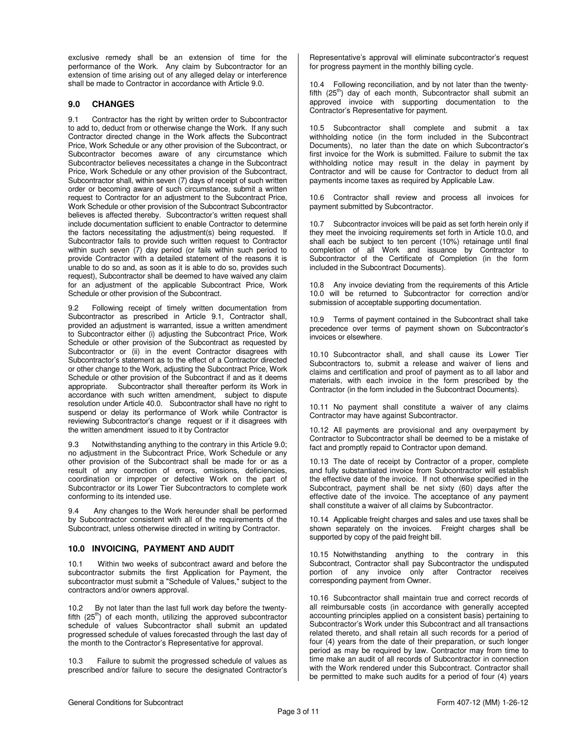exclusive remedy shall be an extension of time for the performance of the Work. Any claim by Subcontractor for an extension of time arising out of any alleged delay or interference shall be made to Contractor in accordance with Article 9.0.

## 9.0 CHANGES

9.1 Contractor has the right by written order to Subcontractor to add to, deduct from or otherwise change the Work. If any such Contractor directed change in the Work affects the Subcontract Price, Work Schedule or any other provision of the Subcontract, or Subcontractor becomes aware of any circumstance which Subcontractor believes necessitates a change in the Subcontract Price, Work Schedule or any other provision of the Subcontract, Subcontractor shall, within seven (7) days of receipt of such written order or becoming aware of such circumstance, submit a written request to Contractor for an adjustment to the Subcontract Price, Work Schedule or other provision of the Subcontract Subcontractor believes is affected thereby. Subcontractor's written request shall include documentation sufficient to enable Contractor to determine the factors necessitating the adjustment(s) being requested. If Subcontractor fails to provide such written request to Contractor within such seven (7) day period (or fails within such period to provide Contractor with a detailed statement of the reasons it is unable to do so and, as soon as it is able to do so, provides such request), Subcontractor shall be deemed to have waived any claim for an adjustment of the applicable Subcontract Price, Work Schedule or other provision of the Subcontract.

9.2 Following receipt of timely written documentation from Subcontractor as prescribed in Article 9.1, Contractor shall, provided an adjustment is warranted, issue a written amendment to Subcontractor either (i) adjusting the Subcontract Price, Work Schedule or other provision of the Subcontract as requested by Subcontractor or (ii) in the event Contractor disagrees with Subcontractor's statement as to the effect of a Contractor directed or other change to the Work, adjusting the Subcontract Price, Work Schedule or other provision of the Subcontract if and as it deems appropriate. Subcontractor shall thereafter perform its Work in accordance with such written amendment, subject to dispute resolution under Article 40.0. Subcontractor shall have no right to suspend or delay its performance of Work while Contractor is reviewing Subcontractor's change request or if it disagrees with the written amendment issued to it by Contractor

9.3 Notwithstanding anything to the contrary in this Article 9.0; no adjustment in the Subcontract Price, Work Schedule or any other provision of the Subcontract shall be made for or as a result of any correction of errors, omissions, deficiencies, coordination or improper or defective Work on the part of Subcontractor or its Lower Tier Subcontractors to complete work conforming to its intended use.

9.4 Any changes to the Work hereunder shall be performed by Subcontractor consistent with all of the requirements of the Subcontract, unless otherwise directed in writing by Contractor.

## 10.0 INVOICING, PAYMENT AND AUDIT

10.1 Within two weeks of subcontract award and before the subcontractor submits the first Application for Payment, the subcontractor must submit a "Schedule of Values," subject to the contractors and/or owners approval.

10.2 By not later than the last full work day before the twenty-fifth (25th) of each month, utilizing the approved subcontractor schedule of values Subcontractor shall submit an updated progressed schedule of values forecasted through the last day of the month to the Contractor's Representative for approval.

10.3 Failure to submit the progressed schedule of values as prescribed and/or failure to secure the designated Contractor's Representative's approval will eliminate subcontractor's request for progress payment in the monthly billing cycle.

10.4 Following reconciliation, and by not later than the twenty-fifth (25th) day of each month, Subcontractor shall submit an approved invoice with supporting documentation to the Contractor's Representative for payment.

10.5 Subcontractor shall complete and submit a tax withholding notice (in the form included in the Subcontract Documents), no later than the date on which Subcontractor's first invoice for the Work is submitted. Failure to submit the tax withholding notice may result in the delay in payment by Contractor and will be cause for Contractor to deduct from all payments income taxes as required by Applicable Law.

10.6 Contractor shall review and process all invoices for payment submitted by Subcontractor.

10.7 Subcontractor invoices will be paid as set forth herein only if they meet the invoicing requirements set forth in Article 10.0, and shall each be subject to ten percent (10%) retainage until final completion of all Work and issuance by Contractor to Subcontractor of the Certificate of Completion (in the form included in the Subcontract Documents).

10.8 Any invoice deviating from the requirements of this Article 10.0 will be returned to Subcontractor for correction and/or submission of acceptable supporting documentation.

10.9 Terms of payment contained in the Subcontract shall take precedence over terms of payment shown on Subcontractor's invoices or elsewhere.

10.10 Subcontractor shall, and shall cause its Lower Tier Subcontractors to, submit a release and waiver of liens and claims and certification and proof of payment as to all labor and materials, with each invoice in the form prescribed by the Contractor (in the form included in the Subcontract Documents).

10.11 No payment shall constitute a waiver of any claims Contractor may have against Subcontractor.

10.12 All payments are provisional and any overpayment by Contractor to Subcontractor shall be deemed to be a mistake of fact and promptly repaid to Contractor upon demand.

10.13 The date of receipt by Contractor of a proper, complete and fully substantiated invoice from Subcontractor will establish the effective date of the invoice. If not otherwise specified in the Subcontract, payment shall be net sixty (60) days after the effective date of the invoice. The acceptance of any payment shall constitute a waiver of all claims by Subcontractor.

10.14 Applicable freight charges and sales and use taxes shall be shown separately on the invoices. Freight charges shall be supported by copy of the paid freight bill.

10.15 Notwithstanding anything to the contrary in this Subcontract, Contractor shall pay Subcontractor the undisputed portion of any invoice only after Contractor receives corresponding payment from Owner.

10.16 Subcontractor shall maintain true and correct records of all reimbursable costs (in accordance with generally accepted accounting principles applied on a consistent basis) pertaining to Subcontractor's Work under this Subcontract and all transactions related thereto, and shall retain all such records for a period of four (4) years from the date of their preparation, or such longer period as may be required by law. Contractor may from time to time make an audit of all records of Subcontractor in connection with the Work rendered under this Subcontract. Contractor shall be permitted to make such audits for a period of four (4) years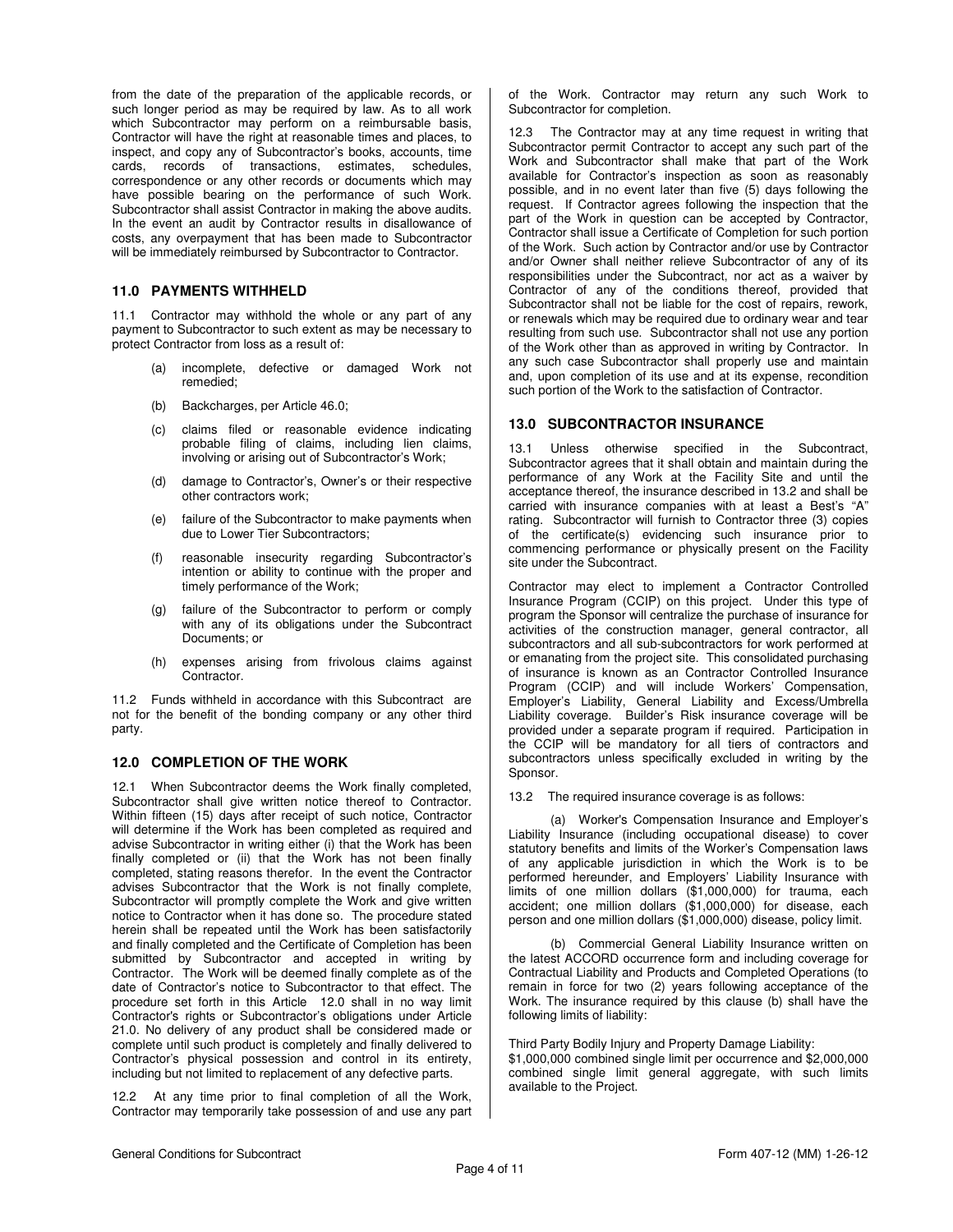from the date of the preparation of the applicable records, or such longer period as may be required by law. As to all work which Subcontractor may perform on a reimbursable basis, Contractor will have the right at reasonable times and places, to inspect, and copy any of Subcontractor's books, accounts, time cards, records of transactions, estimates, schedules, correspondence or any other records or documents which may have possible bearing on the performance of such Work. Subcontractor shall assist Contractor in making the above audits. In the event an audit by Contractor results in disallowance of costs, any overpayment that has been made to Subcontractor will be immediately reimbursed by Subcontractor to Contractor.

## 11.0 PAYMENTS WITHHELD

11.1 Contractor may withhold the whole or any part of any payment to Subcontractor to such extent as may be necessary to protect Contractor from loss as a result of:

- (a) incomplete, defective or damaged Work not remedied;
- (b) Backcharges, per Article 46.0;
- (c) claims filed or reasonable evidence indicating probable filing of claims, including lien claims, involving or arising out of Subcontractor's Work;
- (d) damage to Contractor's, Owner's or their respective other contractors work;
- (e) failure of the Subcontractor to make payments when due to Lower Tier Subcontractors;
- (f) reasonable insecurity regarding Subcontractor's intention or ability to continue with the proper and timely performance of the Work;
- (g) failure of the Subcontractor to perform or comply with any of its obligations under the Subcontract Documents; or
- (h) expenses arising from frivolous claims against Contractor.

11.2 Funds withheld in accordance with this Subcontract are not for the benefit of the bonding company or any other third party.

## 12.0 COMPLETION OF THE WORK

12.1 When Subcontractor deems the Work finally completed, Subcontractor shall give written notice thereof to Contractor. Within fifteen (15) days after receipt of such notice, Contractor will determine if the Work has been completed as required and advise Subcontractor in writing either (i) that the Work has been finally completed or (ii) that the Work has not been finally completed, stating reasons therefor. In the event the Contractor advises Subcontractor that the Work is not finally complete, Subcontractor will promptly complete the Work and give written notice to Contractor when it has done so. The procedure stated herein shall be repeated until the Work has been satisfactorily and finally completed and the Certificate of Completion has been submitted by Subcontractor and accepted in writing by Contractor. The Work will be deemed finally complete as of the date of Contractor's notice to Subcontractor to that effect. The procedure set forth in this Article 12.0 shall in no way limit Contractor's rights or Subcontractor's obligations under Article 21.0. No delivery of any product shall be considered made or complete until such product is completely and finally delivered to Contractor's physical possession and control in its entirety, including but not limited to replacement of any defective parts.

12.2 At any time prior to final completion of all the Work, Contractor may temporarily take possession of and use any part of the Work. Contractor may return any such Work to Subcontractor for completion.

12.3 The Contractor may at any time request in writing that Subcontractor permit Contractor to accept any such part of the Work and Subcontractor shall make that part of the Work available for Contractor's inspection as soon as reasonably possible, and in no event later than five (5) days following the request. If Contractor agrees following the inspection that the part of the Work in question can be accepted by Contractor, Contractor shall issue a Certificate of Completion for such portion of the Work. Such action by Contractor and/or use by Contractor and/or Owner shall neither relieve Subcontractor of any of its responsibilities under the Subcontract, nor act as a waiver by Contractor of any of the conditions thereof, provided that Subcontractor shall not be liable for the cost of repairs, rework, or renewals which may be required due to ordinary wear and tear resulting from such use. Subcontractor shall not use any portion of the Work other than as approved in writing by Contractor. In any such case Subcontractor shall properly use and maintain and, upon completion of its use and at its expense, recondition such portion of the Work to the satisfaction of Contractor.

## 13.0 SUBCONTRACTOR INSURANCE

13.1 Unless otherwise specified in the Subcontract, Subcontractor agrees that it shall obtain and maintain during the performance of any Work at the Facility Site and until the acceptance thereof, the insurance described in 13.2 and shall be carried with insurance companies with at least a Best's "A" rating. Subcontractor will furnish to Contractor three (3) copies of the certificate(s) evidencing such insurance prior to commencing performance or physically present on the Facility site under the Subcontract.

Contractor may elect to implement a Contractor Controlled Insurance Program (CCIP) on this project. Under this type of program the Sponsor will centralize the purchase of insurance for activities of the construction manager, general contractor, all subcontractors and all sub-subcontractors for work performed at or emanating from the project site. This consolidated purchasing of insurance is known as an Contractor Controlled Insurance Program (CCIP) and will include Workers' Compensation, Employer's Liability, General Liability and Excess/Umbrella Liability coverage. Builder's Risk insurance coverage will be provided under a separate program if required. Participation in the CCIP will be mandatory for all tiers of contractors and subcontractors unless specifically excluded in writing by the Sponsor.

13.2 The required insurance coverage is as follows:

(a) Worker's Compensation Insurance and Employer's Liability Insurance (including occupational disease) to cover statutory benefits and limits of the Worker's Compensation laws of any applicable jurisdiction in which the Work is to be performed hereunder, and Employers' Liability Insurance with limits of one million dollars ($1,000,000) for trauma, each accident; one million dollars ($1,000,000) for disease, each person and one million dollars ($1,000,000) disease, policy limit.

(b) Commercial General Liability Insurance written on the latest ACCORD occurrence form and including coverage for Contractual Liability and Products and Completed Operations (to remain in force for two (2) years following acceptance of the Work. The insurance required by this clause (b) shall have the following limits of liability:

Third Party Bodily Injury and Property Damage Liability:
$1,000,000 combined single limit per occurrence and $2,000,000 combined single limit general aggregate, with such limits available to the Project.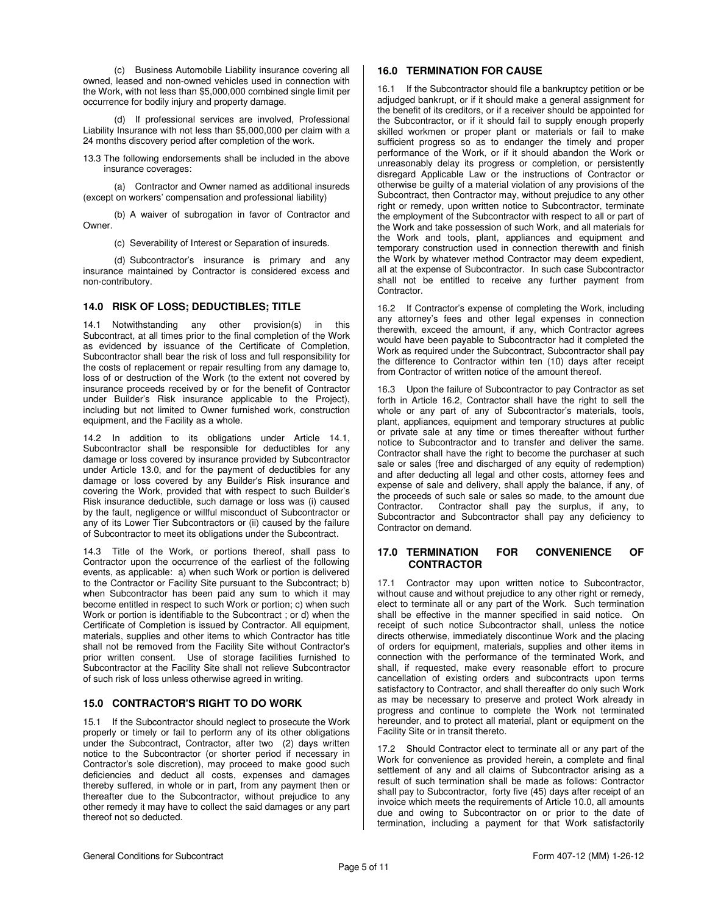(c) Business Automobile Liability insurance covering all owned, leased and non-owned vehicles used in connection with the Work, with not less than $5,000,000 combined single limit per occurrence for bodily injury and property damage.

(d) If professional services are involved, Professional Liability Insurance with not less than $5,000,000 per claim with a 24 months discovery period after completion of the work.

13.3 The following endorsements shall be included in the above insurance coverages:

(a) Contractor and Owner named as additional insureds (except on workers' compensation and professional liability)

(b) A waiver of subrogation in favor of Contractor and Owner.

(c) Severability of Interest or Separation of insureds.

(d) Subcontractor's insurance is primary and any insurance maintained by Contractor is considered excess and non-contributory.

## 14.0 RISK OF LOSS; DEDUCTIBLES; TITLE

14.1 Notwithstanding any other provision(s) in this Subcontract, at all times prior to the final completion of the Work as evidenced by issuance of the Certificate of Completion, Subcontractor shall bear the risk of loss and full responsibility for the costs of replacement or repair resulting from any damage to, loss of or destruction of the Work (to the extent not covered by insurance proceeds received by or for the benefit of Contractor under Builder's Risk insurance applicable to the Project), including but not limited to Owner furnished work, construction equipment, and the Facility as a whole.

14.2 In addition to its obligations under Article 14.1, Subcontractor shall be responsible for deductibles for any damage or loss covered by insurance provided by Subcontractor under Article 13.0, and for the payment of deductibles for any damage or loss covered by any Builder's Risk insurance and covering the Work, provided that with respect to such Builder's Risk insurance deductible, such damage or loss was (i) caused by the fault, negligence or willful misconduct of Subcontractor or any of its Lower Tier Subcontractors or (ii) caused by the failure of Subcontractor to meet its obligations under the Subcontract.

14.3 Title of the Work, or portions thereof, shall pass to Contractor upon the occurrence of the earliest of the following events, as applicable: a) when such Work or portion is delivered to the Contractor or Facility Site pursuant to the Subcontract; b) when Subcontractor has been paid any sum to which it may become entitled in respect to such Work or portion; c) when such Work or portion is identifiable to the Subcontract ; or d) when the Certificate of Completion is issued by Contractor. All equipment, materials, supplies and other items to which Contractor has title shall not be removed from the Facility Site without Contractor's prior written consent. Use of storage facilities furnished to Subcontractor at the Facility Site shall not relieve Subcontractor of such risk of loss unless otherwise agreed in writing.

## 15.0 CONTRACTOR'S RIGHT TO DO WORK

15.1 If the Subcontractor should neglect to prosecute the Work properly or timely or fail to perform any of its other obligations under the Subcontract, Contractor, after two (2) days written notice to the Subcontractor (or shorter period if necessary in Contractor's sole discretion), may proceed to make good such deficiencies and deduct all costs, expenses and damages thereby suffered, in whole or in part, from any payment then or thereafter due to the Subcontractor, without prejudice to any other remedy it may have to collect the said damages or any part thereof not so deducted.

## 16.0 TERMINATION FOR CAUSE

16.1 If the Subcontractor should file a bankruptcy petition or be adjudged bankrupt, or if it should make a general assignment for the benefit of its creditors, or if a receiver should be appointed for the Subcontractor, or if it should fail to supply enough properly skilled workmen or proper plant or materials or fail to make sufficient progress so as to endanger the timely and proper performance of the Work, or if it should abandon the Work or unreasonably delay its progress or completion, or persistently disregard Applicable Law or the instructions of Contractor or otherwise be guilty of a material violation of any provisions of the Subcontract, then Contractor may, without prejudice to any other right or remedy, upon written notice to Subcontractor, terminate the employment of the Subcontractor with respect to all or part of the Work and take possession of such Work, and all materials for the Work and tools, plant, appliances and equipment and temporary construction used in connection therewith and finish the Work by whatever method Contractor may deem expedient, all at the expense of Subcontractor. In such case Subcontractor shall not be entitled to receive any further payment from Contractor.

16.2 If Contractor's expense of completing the Work, including any attorney's fees and other legal expenses in connection therewith, exceed the amount, if any, which Contractor agrees would have been payable to Subcontractor had it completed the Work as required under the Subcontract, Subcontractor shall pay the difference to Contractor within ten (10) days after receipt from Contractor of written notice of the amount thereof.

16.3 Upon the failure of Subcontractor to pay Contractor as set forth in Article 16.2, Contractor shall have the right to sell the whole or any part of any of Subcontractor's materials, tools, plant, appliances, equipment and temporary structures at public or private sale at any time or times thereafter without further notice to Subcontractor and to transfer and deliver the same. Contractor shall have the right to become the purchaser at such sale or sales (free and discharged of any equity of redemption) and after deducting all legal and other costs, attorney fees and expense of sale and delivery, shall apply the balance, if any, of the proceeds of such sale or sales so made, to the amount due Contractor. Contractor shall pay the surplus, if any, to Subcontractor and Subcontractor shall pay any deficiency to Contractor on demand.

## 17.0 TERMINATION FOR CONVENIENCE OF CONTRACTOR

17.1 Contractor may upon written notice to Subcontractor, without cause and without prejudice to any other right or remedy, elect to terminate all or any part of the Work. Such termination shall be effective in the manner specified in said notice. On receipt of such notice Subcontractor shall, unless the notice directs otherwise, immediately discontinue Work and the placing of orders for equipment, materials, supplies and other items in connection with the performance of the terminated Work, and shall, if requested, make every reasonable effort to procure cancellation of existing orders and subcontracts upon terms satisfactory to Contractor, and shall thereafter do only such Work as may be necessary to preserve and protect Work already in progress and continue to complete the Work not terminated hereunder, and to protect all material, plant or equipment on the Facility Site or in transit thereto.

17.2 Should Contractor elect to terminate all or any part of the Work for convenience as provided herein, a complete and final settlement of any and all claims of Subcontractor arising as a result of such termination shall be made as follows: Contractor shall pay to Subcontractor, forty five (45) days after receipt of an invoice which meets the requirements of Article 10.0, all amounts due and owing to Subcontractor on or prior to the date of termination, including a payment for that Work satisfactorily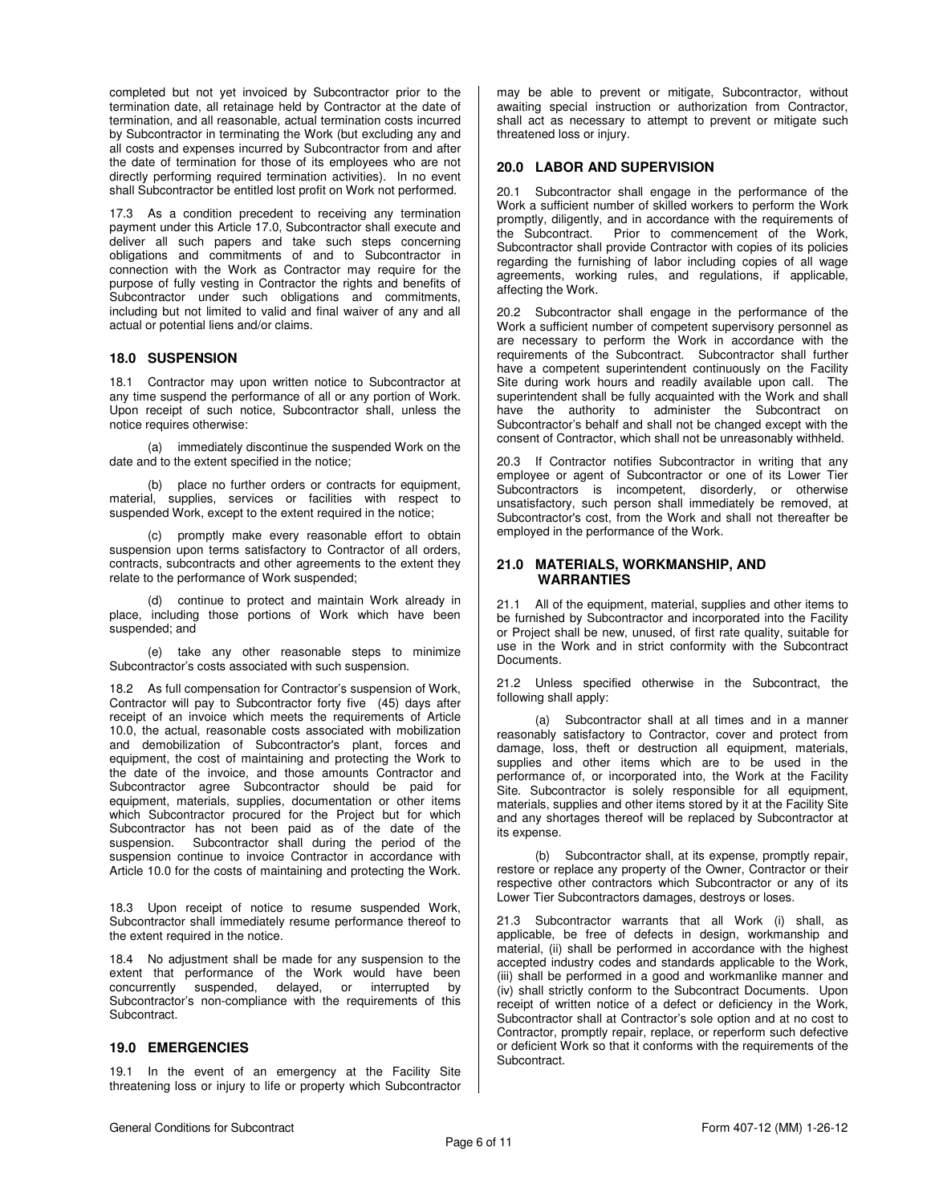completed but not yet invoiced by Subcontractor prior to the termination date, all retainage held by Contractor at the date of termination, and all reasonable, actual termination costs incurred by Subcontractor in terminating the Work (but excluding any and all costs and expenses incurred by Subcontractor from and after the date of termination for those of its employees who are not directly performing required termination activities). In no event shall Subcontractor be entitled lost profit on Work not performed.

17.3 As a condition precedent to receiving any termination payment under this Article 17.0, Subcontractor shall execute and deliver all such papers and take such steps concerning obligations and commitments of and to Subcontractor in connection with the Work as Contractor may require for the purpose of fully vesting in Contractor the rights and benefits of Subcontractor under such obligations and commitments, including but not limited to valid and final waiver of any and all actual or potential liens and/or claims.

### 18.0 SUSPENSION

18.1 Contractor may upon written notice to Subcontractor at any time suspend the performance of all or any portion of Work. Upon receipt of such notice, Subcontractor shall, unless the notice requires otherwise:

(a) immediately discontinue the suspended Work on the date and to the extent specified in the notice;

(b) place no further orders or contracts for equipment, material, supplies, services or facilities with respect to suspended Work, except to the extent required in the notice;

(c) promptly make every reasonable effort to obtain suspension upon terms satisfactory to Contractor of all orders, contracts, subcontracts and other agreements to the extent they relate to the performance of Work suspended;

(d) continue to protect and maintain Work already in place, including those portions of Work which have been suspended; and

(e) take any other reasonable steps to minimize Subcontractor's costs associated with such suspension.

18.2 As full compensation for Contractor's suspension of Work, Contractor will pay to Subcontractor forty five (45) days after receipt of an invoice which meets the requirements of Article 10.0, the actual, reasonable costs associated with mobilization and demobilization of Subcontractor's plant, forces and equipment, the cost of maintaining and protecting the Work to the date of the invoice, and those amounts Contractor and Subcontractor agree Subcontractor should be paid for equipment, materials, supplies, documentation or other items which Subcontractor procured for the Project but for which Subcontractor has not been paid as of the date of the suspension. Subcontractor shall during the period of the suspension continue to invoice Contractor in accordance with Article 10.0 for the costs of maintaining and protecting the Work.

18.3 Upon receipt of notice to resume suspended Work, Subcontractor shall immediately resume performance thereof to the extent required in the notice.

18.4 No adjustment shall be made for any suspension to the extent that performance of the Work would have been concurrently suspended, delayed, or interrupted by Subcontractor's non-compliance with the requirements of this Subcontract.

### 19.0 EMERGENCIES

19.1 In the event of an emergency at the Facility Site threatening loss or injury to life or property which Subcontractor may be able to prevent or mitigate, Subcontractor, without awaiting special instruction or authorization from Contractor, shall act as necessary to attempt to prevent or mitigate such threatened loss or injury.

### 20.0 LABOR AND SUPERVISION

20.1 Subcontractor shall engage in the performance of the Work a sufficient number of skilled workers to perform the Work promptly, diligently, and in accordance with the requirements of the Subcontract. Prior to commencement of the Work, Subcontractor shall provide Contractor with copies of its policies regarding the furnishing of labor including copies of all wage agreements, working rules, and regulations, if applicable, affecting the Work.

20.2 Subcontractor shall engage in the performance of the Work a sufficient number of competent supervisory personnel as are necessary to perform the Work in accordance with the requirements of the Subcontract. Subcontractor shall further have a competent superintendent continuously on the Facility Site during work hours and readily available upon call. The superintendent shall be fully acquainted with the Work and shall have the authority to administer the Subcontract on Subcontractor's behalf and shall not be changed except with the consent of Contractor, which shall not be unreasonably withheld.

20.3 If Contractor notifies Subcontractor in writing that any employee or agent of Subcontractor or one of its Lower Tier Subcontractors is incompetent, disorderly, or otherwise unsatisfactory, such person shall immediately be removed, at Subcontractor's cost, from the Work and shall not thereafter be employed in the performance of the Work.

### 21.0 MATERIALS, WORKMANSHIP, AND WARRANTIES

21.1 All of the equipment, material, supplies and other items to be furnished by Subcontractor and incorporated into the Facility or Project shall be new, unused, of first rate quality, suitable for use in the Work and in strict conformity with the Subcontract Documents.

21.2 Unless specified otherwise in the Subcontract, the following shall apply:

(a) Subcontractor shall at all times and in a manner reasonably satisfactory to Contractor, cover and protect from damage, loss, theft or destruction all equipment, materials, supplies and other items which are to be used in the performance of, or incorporated into, the Work at the Facility Site. Subcontractor is solely responsible for all equipment, materials, supplies and other items stored by it at the Facility Site and any shortages thereof will be replaced by Subcontractor at its expense.

(b) Subcontractor shall, at its expense, promptly repair, restore or replace any property of the Owner, Contractor or their respective other contractors which Subcontractor or any of its Lower Tier Subcontractors damages, destroys or loses.

21.3 Subcontractor warrants that all Work (i) shall, as applicable, be free of defects in design, workmanship and material, (ii) shall be performed in accordance with the highest accepted industry codes and standards applicable to the Work, (iii) shall be performed in a good and workmanlike manner and (iv) shall strictly conform to the Subcontract Documents. Upon receipt of written notice of a defect or deficiency in the Work, Subcontractor shall at Contractor's sole option and at no cost to Contractor, promptly repair, replace, or reperform such defective or deficient Work so that it conforms with the requirements of the Subcontract.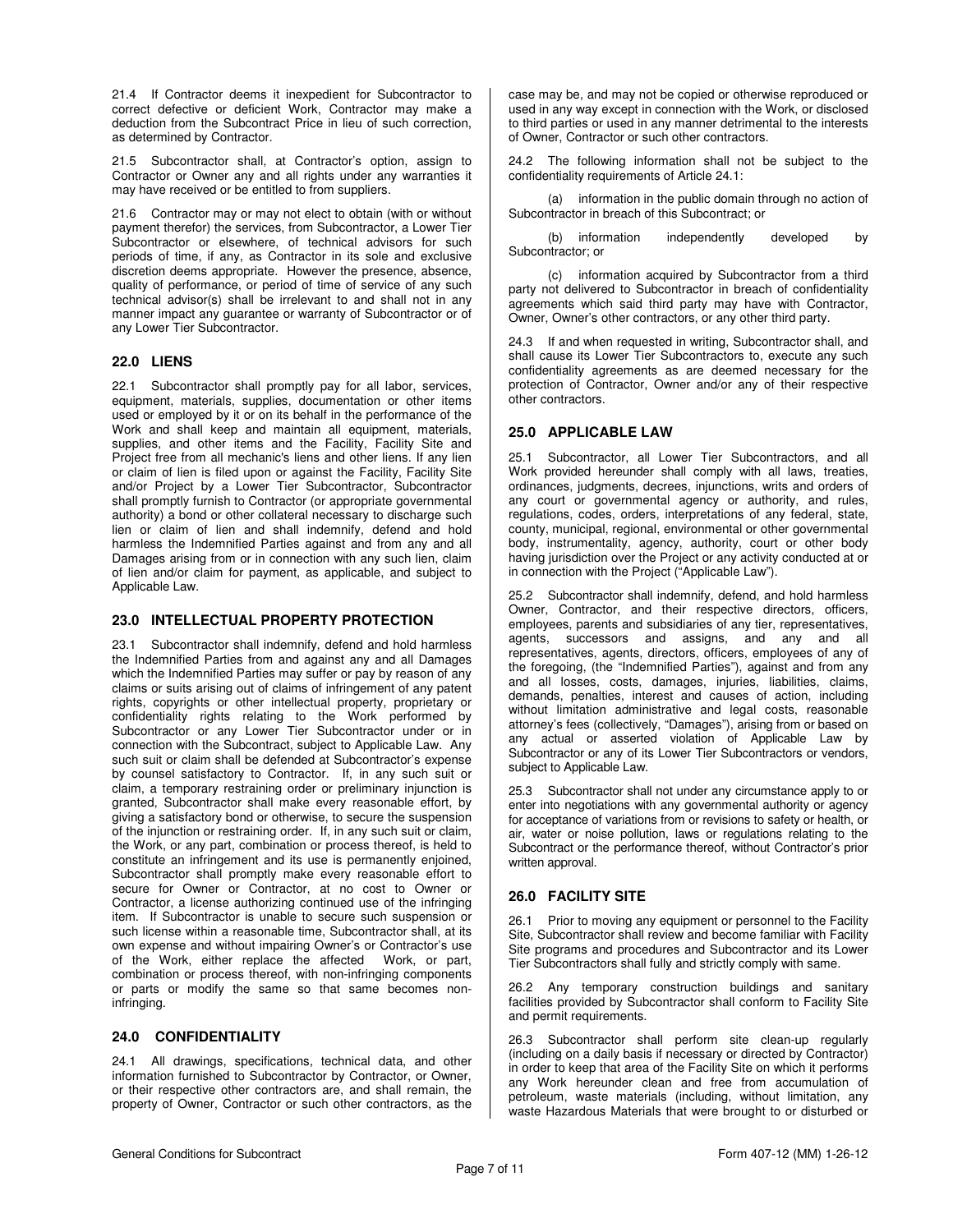21.4 If Contractor deems it inexpedient for Subcontractor to correct defective or deficient Work, Contractor may make a deduction from the Subcontract Price in lieu of such correction, as determined by Contractor.

21.5 Subcontractor shall, at Contractor's option, assign to Contractor or Owner any and all rights under any warranties it may have received or be entitled to from suppliers.

21.6 Contractor may or may not elect to obtain (with or without payment therefor) the services, from Subcontractor, a Lower Tier Subcontractor or elsewhere, of technical advisors for such periods of time, if any, as Contractor in its sole and exclusive discretion deems appropriate. However the presence, absence, quality of performance, or period of time of service of any such technical advisor(s) shall be irrelevant to and shall not in any manner impact any guarantee or warranty of Subcontractor or of any Lower Tier Subcontractor.

## 22.0 LIENS

22.1 Subcontractor shall promptly pay for all labor, services, equipment, materials, supplies, documentation or other items used or employed by it or on its behalf in the performance of the Work and shall keep and maintain all equipment, materials, supplies, and other items and the Facility, Facility Site and Project free from all mechanic's liens and other liens. If any lien or claim of lien is filed upon or against the Facility, Facility Site and/or Project by a Lower Tier Subcontractor, Subcontractor shall promptly furnish to Contractor (or appropriate governmental authority) a bond or other collateral necessary to discharge such lien or claim of lien and shall indemnify, defend and hold harmless the Indemnified Parties against and from any and all Damages arising from or in connection with any such lien, claim of lien and/or claim for payment, as applicable, and subject to Applicable Law.

## 23.0 INTELLECTUAL PROPERTY PROTECTION

23.1 Subcontractor shall indemnify, defend and hold harmless the Indemnified Parties from and against any and all Damages which the Indemnified Parties may suffer or pay by reason of any claims or suits arising out of claims of infringement of any patent rights, copyrights or other intellectual property, proprietary or confidentiality rights relating to the Work performed by Subcontractor or any Lower Tier Subcontractor under or in connection with the Subcontract, subject to Applicable Law. Any such suit or claim shall be defended at Subcontractor's expense by counsel satisfactory to Contractor. If, in any such suit or claim, a temporary restraining order or preliminary injunction is granted, Subcontractor shall make every reasonable effort, by giving a satisfactory bond or otherwise, to secure the suspension of the injunction or restraining order. If, in any such suit or claim, the Work, or any part, combination or process thereof, is held to constitute an infringement and its use is permanently enjoined, Subcontractor shall promptly make every reasonable effort to secure for Owner or Contractor, at no cost to Owner or Contractor, a license authorizing continued use of the infringing item. If Subcontractor is unable to secure such suspension or such license within a reasonable time, Subcontractor shall, at its own expense and without impairing Owner's or Contractor's use of the Work, either replace the affected Work, or part, combination or process thereof, with non-infringing components or parts or modify the same so that same becomes non-infringing.

## 24.0 CONFIDENTIALITY

24.1 All drawings, specifications, technical data, and other information furnished to Subcontractor by Contractor, or Owner, or their respective other contractors are, and shall remain, the property of Owner, Contractor or such other contractors, as the case may be, and may not be copied or otherwise reproduced or used in any way except in connection with the Work, or disclosed to third parties or used in any manner detrimental to the interests of Owner, Contractor or such other contractors.

24.2 The following information shall not be subject to the confidentiality requirements of Article 24.1:

(a) information in the public domain through no action of Subcontractor in breach of this Subcontract; or

(b) information independently developed by Subcontractor; or

(c) information acquired by Subcontractor from a third party not delivered to Subcontractor in breach of confidentiality agreements which said third party may have with Contractor, Owner, Owner's other contractors, or any other third party.

24.3 If and when requested in writing, Subcontractor shall, and shall cause its Lower Tier Subcontractors to, execute any such confidentiality agreements as are deemed necessary for the protection of Contractor, Owner and/or any of their respective other contractors.

## 25.0 APPLICABLE LAW

25.1 Subcontractor, all Lower Tier Subcontractors, and all Work provided hereunder shall comply with all laws, treaties, ordinances, judgments, decrees, injunctions, writs and orders of any court or governmental agency or authority, and rules, regulations, codes, orders, interpretations of any federal, state, county, municipal, regional, environmental or other governmental body, instrumentality, agency, authority, court or other body having jurisdiction over the Project or any activity conducted at or in connection with the Project ("Applicable Law").

25.2 Subcontractor shall indemnify, defend, and hold harmless Owner, Contractor, and their respective directors, officers, employees, parents and subsidiaries of any tier, representatives, agents, successors and assigns, and any and all representatives, agents, directors, officers, employees of any of the foregoing, (the "Indemnified Parties"), against and from any and all losses, costs, damages, injuries, liabilities, claims, demands, penalties, interest and causes of action, including without limitation administrative and legal costs, reasonable attorney's fees (collectively, "Damages"), arising from or based on any actual or asserted violation of Applicable Law by Subcontractor or any of its Lower Tier Subcontractors or vendors, subject to Applicable Law.

25.3 Subcontractor shall not under any circumstance apply to or enter into negotiations with any governmental authority or agency for acceptance of variations from or revisions to safety or health, or air, water or noise pollution, laws or regulations relating to the Subcontract or the performance thereof, without Contractor's prior written approval.

## 26.0 FACILITY SITE

26.1 Prior to moving any equipment or personnel to the Facility Site, Subcontractor shall review and become familiar with Facility Site programs and procedures and Subcontractor and its Lower Tier Subcontractors shall fully and strictly comply with same.

26.2 Any temporary construction buildings and sanitary facilities provided by Subcontractor shall conform to Facility Site and permit requirements.

26.3 Subcontractor shall perform site clean-up regularly (including on a daily basis if necessary or directed by Contractor) in order to keep that area of the Facility Site on which it performs any Work hereunder clean and free from accumulation of petroleum, waste materials (including, without limitation, any waste Hazardous Materials that were brought to or disturbed or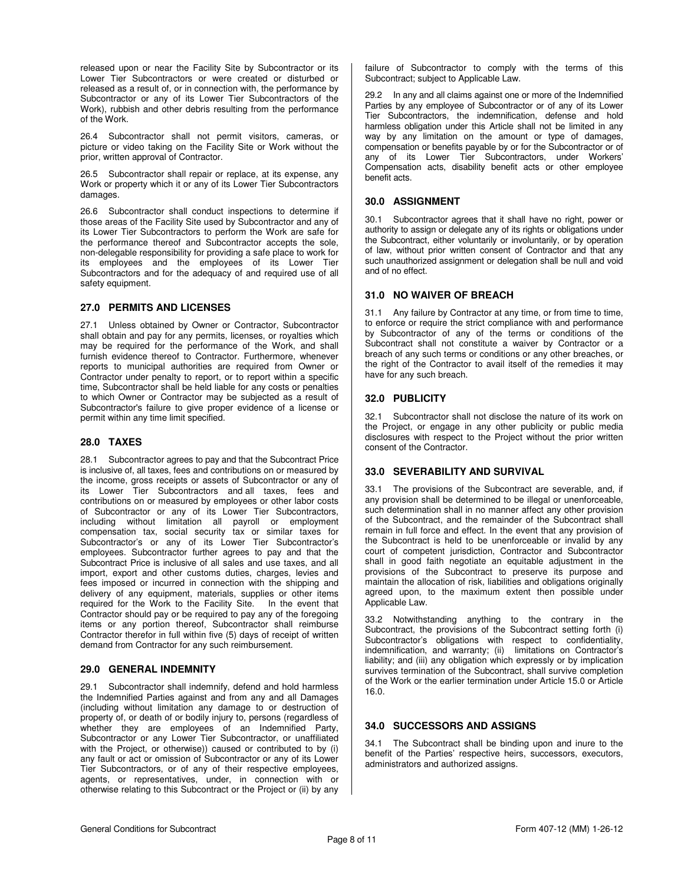released upon or near the Facility Site by Subcontractor or its Lower Tier Subcontractors or were created or disturbed or released as a result of, or in connection with, the performance by Subcontractor or any of its Lower Tier Subcontractors of the Work), rubbish and other debris resulting from the performance of the Work.

26.4 Subcontractor shall not permit visitors, cameras, or picture or video taking on the Facility Site or Work without the prior, written approval of Contractor.

26.5 Subcontractor shall repair or replace, at its expense, any Work or property which it or any of its Lower Tier Subcontractors damages.

26.6 Subcontractor shall conduct inspections to determine if those areas of the Facility Site used by Subcontractor and any of its Lower Tier Subcontractors to perform the Work are safe for the performance thereof and Subcontractor accepts the sole, non-delegable responsibility for providing a safe place to work for its employees and the employees of its Lower Tier Subcontractors and for the adequacy of and required use of all safety equipment.

## 27.0 PERMITS AND LICENSES

27.1 Unless obtained by Owner or Contractor, Subcontractor shall obtain and pay for any permits, licenses, or royalties which may be required for the performance of the Work, and shall furnish evidence thereof to Contractor. Furthermore, whenever reports to municipal authorities are required from Owner or Contractor under penalty to report, or to report within a specific time, Subcontractor shall be held liable for any costs or penalties to which Owner or Contractor may be subjected as a result of Subcontractor's failure to give proper evidence of a license or permit within any time limit specified.

## 28.0 TAXES

28.1 Subcontractor agrees to pay and that the Subcontract Price is inclusive of, all taxes, fees and contributions on or measured by the income, gross receipts or assets of Subcontractor or any of its Lower Tier Subcontractors and all taxes, fees and contributions on or measured by employees or other labor costs of Subcontractor or any of its Lower Tier Subcontractors, including without limitation all payroll or employment compensation tax, social security tax or similar taxes for Subcontractor's or any of its Lower Tier Subcontractor's employees. Subcontractor further agrees to pay and that the Subcontract Price is inclusive of all sales and use taxes, and all import, export and other customs duties, charges, levies and fees imposed or incurred in connection with the shipping and delivery of any equipment, materials, supplies or other items required for the Work to the Facility Site. In the event that Contractor should pay or be required to pay any of the foregoing items or any portion thereof, Subcontractor shall reimburse Contractor therefor in full within five (5) days of receipt of written demand from Contractor for any such reimbursement.

## 29.0 GENERAL INDEMNITY

29.1 Subcontractor shall indemnify, defend and hold harmless the Indemnified Parties against and from any and all Damages (including without limitation any damage to or destruction of property of, or death of or bodily injury to, persons (regardless of whether they are employees of an Indemnified Party, Subcontractor or any Lower Tier Subcontractor, or unaffiliated with the Project, or otherwise)) caused or contributed to by (i) any fault or act or omission of Subcontractor or any of its Lower Tier Subcontractors, or of any of their respective employees, agents, or representatives, under, in connection with or otherwise relating to this Subcontract or the Project or (ii) by any failure of Subcontractor to comply with the terms of this Subcontract; subject to Applicable Law.

29.2 In any and all claims against one or more of the Indemnified Parties by any employee of Subcontractor or of any of its Lower Tier Subcontractors, the indemnification, defense and hold harmless obligation under this Article shall not be limited in any way by any limitation on the amount or type of damages, compensation or benefits payable by or for the Subcontractor or of any of its Lower Tier Subcontractors, under Workers' Compensation acts, disability benefit acts or other employee benefit acts.

## 30.0 ASSIGNMENT

30.1 Subcontractor agrees that it shall have no right, power or authority to assign or delegate any of its rights or obligations under the Subcontract, either voluntarily or involuntarily, or by operation of law, without prior written consent of Contractor and that any such unauthorized assignment or delegation shall be null and void and of no effect.

## 31.0 NO WAIVER OF BREACH

31.1 Any failure by Contractor at any time, or from time to time, to enforce or require the strict compliance with and performance by Subcontractor of any of the terms or conditions of the Subcontract shall not constitute a waiver by Contractor or a breach of any such terms or conditions or any other breaches, or the right of the Contractor to avail itself of the remedies it may have for any such breach.

## 32.0 PUBLICITY

32.1 Subcontractor shall not disclose the nature of its work on the Project, or engage in any other publicity or public media disclosures with respect to the Project without the prior written consent of the Contractor.

## 33.0 SEVERABILITY AND SURVIVAL

33.1 The provisions of the Subcontract are severable, and, if any provision shall be determined to be illegal or unenforceable, such determination shall in no manner affect any other provision of the Subcontract, and the remainder of the Subcontract shall remain in full force and effect. In the event that any provision of the Subcontract is held to be unenforceable or invalid by any court of competent jurisdiction, Contractor and Subcontractor shall in good faith negotiate an equitable adjustment in the provisions of the Subcontract to preserve its purpose and maintain the allocation of risk, liabilities and obligations originally agreed upon, to the maximum extent then possible under Applicable Law.

33.2 Notwithstanding anything to the contrary in the Subcontract, the provisions of the Subcontract setting forth (i) Subcontractor's obligations with respect to confidentiality, indemnification, and warranty; (ii) limitations on Contractor's liability; and (iii) any obligation which expressly or by implication survives termination of the Subcontract, shall survive completion of the Work or the earlier termination under Article 15.0 or Article 16.0.

## 34.0 SUCCESSORS AND ASSIGNS

34.1 The Subcontract shall be binding upon and inure to the benefit of the Parties' respective heirs, successors, executors, administrators and authorized assigns.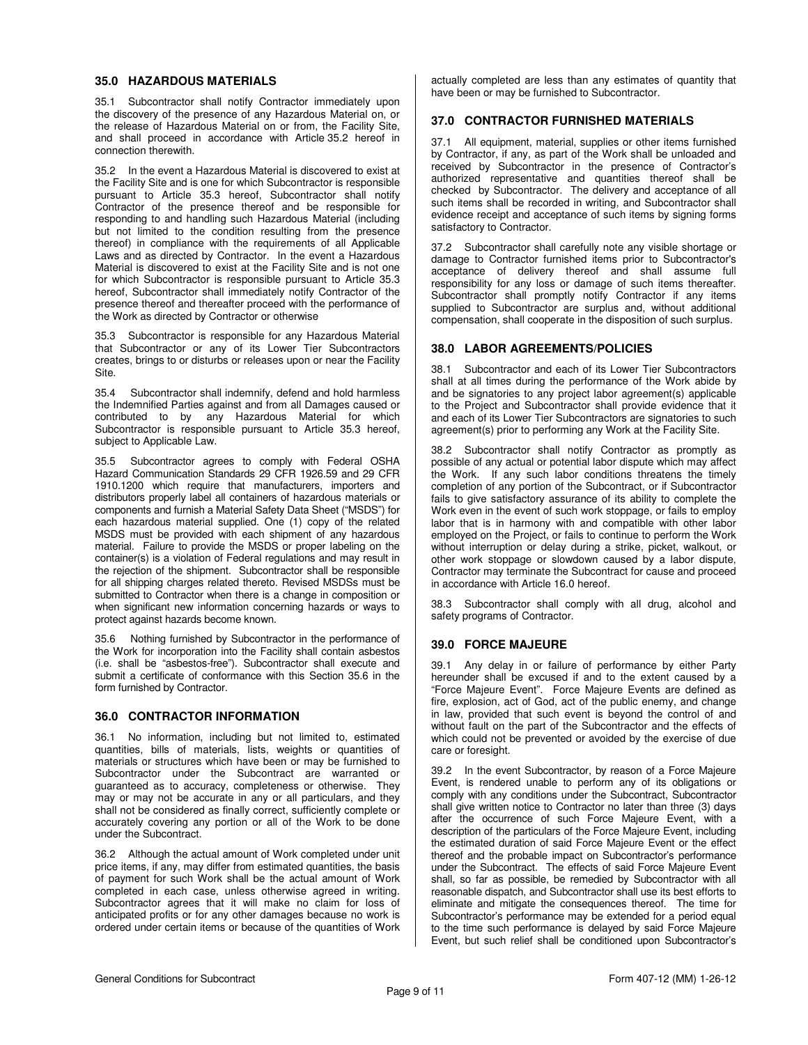## 35.0 HAZARDOUS MATERIALS

35.1 Subcontractor shall notify Contractor immediately upon the discovery of the presence of any Hazardous Material on, or the release of Hazardous Material on or from, the Facility Site, and shall proceed in accordance with Article 35.2 hereof in connection therewith.

35.2 In the event a Hazardous Material is discovered to exist at the Facility Site and is one for which Subcontractor is responsible pursuant to Article 35.3 hereof, Subcontractor shall notify Contractor of the presence thereof and be responsible for responding to and handling such Hazardous Material (including but not limited to the condition resulting from the presence thereof) in compliance with the requirements of all Applicable Laws and as directed by Contractor. In the event a Hazardous Material is discovered to exist at the Facility Site and is not one for which Subcontractor is responsible pursuant to Article 35.3 hereof, Subcontractor shall immediately notify Contractor of the presence thereof and thereafter proceed with the performance of the Work as directed by Contractor or otherwise

35.3 Subcontractor is responsible for any Hazardous Material that Subcontractor or any of its Lower Tier Subcontractors creates, brings to or disturbs or releases upon or near the Facility Site.

35.4 Subcontractor shall indemnify, defend and hold harmless the Indemnified Parties against and from all Damages caused or contributed to by any Hazardous Material for which Subcontractor is responsible pursuant to Article 35.3 hereof, subject to Applicable Law.

35.5 Subcontractor agrees to comply with Federal OSHA Hazard Communication Standards 29 CFR 1926.59 and 29 CFR 1910.1200 which require that manufacturers, importers and distributors properly label all containers of hazardous materials or components and furnish a Material Safety Data Sheet ("MSDS") for each hazardous material supplied. One (1) copy of the related MSDS must be provided with each shipment of any hazardous material. Failure to provide the MSDS or proper labeling on the container(s) is a violation of Federal regulations and may result in the rejection of the shipment. Subcontractor shall be responsible for all shipping charges related thereto. Revised MSDSs must be submitted to Contractor when there is a change in composition or when significant new information concerning hazards or ways to protect against hazards become known.

35.6 Nothing furnished by Subcontractor in the performance of the Work for incorporation into the Facility shall contain asbestos (i.e. shall be "asbestos-free"). Subcontractor shall execute and submit a certificate of conformance with this Section 35.6 in the form furnished by Contractor.

## 36.0 CONTRACTOR INFORMATION

36.1 No information, including but not limited to, estimated quantities, bills of materials, lists, weights or quantities of materials or structures which have been or may be furnished to Subcontractor under the Subcontract are warranted or guaranteed as to accuracy, completeness or otherwise. They may or may not be accurate in any or all particulars, and they shall not be considered as finally correct, sufficiently complete or accurately covering any portion or all of the Work to be done under the Subcontract.

36.2 Although the actual amount of Work completed under unit price items, if any, may differ from estimated quantities, the basis of payment for such Work shall be the actual amount of Work completed in each case, unless otherwise agreed in writing. Subcontractor agrees that it will make no claim for loss of anticipated profits or for any other damages because no work is ordered under certain items or because of the quantities of Work actually completed are less than any estimates of quantity that have been or may be furnished to Subcontractor.

## 37.0 CONTRACTOR FURNISHED MATERIALS

37.1 All equipment, material, supplies or other items furnished by Contractor, if any, as part of the Work shall be unloaded and received by Subcontractor in the presence of Contractor's authorized representative and quantities thereof shall be checked by Subcontractor. The delivery and acceptance of all such items shall be recorded in writing, and Subcontractor shall evidence receipt and acceptance of such items by signing forms satisfactory to Contractor.

37.2 Subcontractor shall carefully note any visible shortage or damage to Contractor furnished items prior to Subcontractor's acceptance of delivery thereof and shall assume full responsibility for any loss or damage of such items thereafter. Subcontractor shall promptly notify Contractor if any items supplied to Subcontractor are surplus and, without additional compensation, shall cooperate in the disposition of such surplus.

## 38.0 LABOR AGREEMENTS/POLICIES

38.1 Subcontractor and each of its Lower Tier Subcontractors shall at all times during the performance of the Work abide by and be signatories to any project labor agreement(s) applicable to the Project and Subcontractor shall provide evidence that it and each of its Lower Tier Subcontractors are signatories to such agreement(s) prior to performing any Work at the Facility Site.

38.2 Subcontractor shall notify Contractor as promptly as possible of any actual or potential labor dispute which may affect the Work. If any such labor conditions threatens the timely completion of any portion of the Subcontract, or if Subcontractor fails to give satisfactory assurance of its ability to complete the Work even in the event of such work stoppage, or fails to employ labor that is in harmony with and compatible with other labor employed on the Project, or fails to continue to perform the Work without interruption or delay during a strike, picket, walkout, or other work stoppage or slowdown caused by a labor dispute, Contractor may terminate the Subcontract for cause and proceed in accordance with Article 16.0 hereof.

38.3 Subcontractor shall comply with all drug, alcohol and safety programs of Contractor.

## 39.0 FORCE MAJEURE

39.1 Any delay in or failure of performance by either Party hereunder shall be excused if and to the extent caused by a "Force Majeure Event". Force Majeure Events are defined as fire, explosion, act of God, act of the public enemy, and change in law, provided that such event is beyond the control of and without fault on the part of the Subcontractor and the effects of which could not be prevented or avoided by the exercise of due care or foresight.

39.2 In the event Subcontractor, by reason of a Force Majeure Event, is rendered unable to perform any of its obligations or comply with any conditions under the Subcontract, Subcontractor shall give written notice to Contractor no later than three (3) days after the occurrence of such Force Majeure Event, with a description of the particulars of the Force Majeure Event, including the estimated duration of said Force Majeure Event or the effect thereof and the probable impact on Subcontractor's performance under the Subcontract. The effects of said Force Majeure Event shall, so far as possible, be remedied by Subcontractor with all reasonable dispatch, and Subcontractor shall use its best efforts to eliminate and mitigate the consequences thereof. The time for Subcontractor's performance may be extended for a period equal to the time such performance is delayed by said Force Majeure Event, but such relief shall be conditioned upon Subcontractor's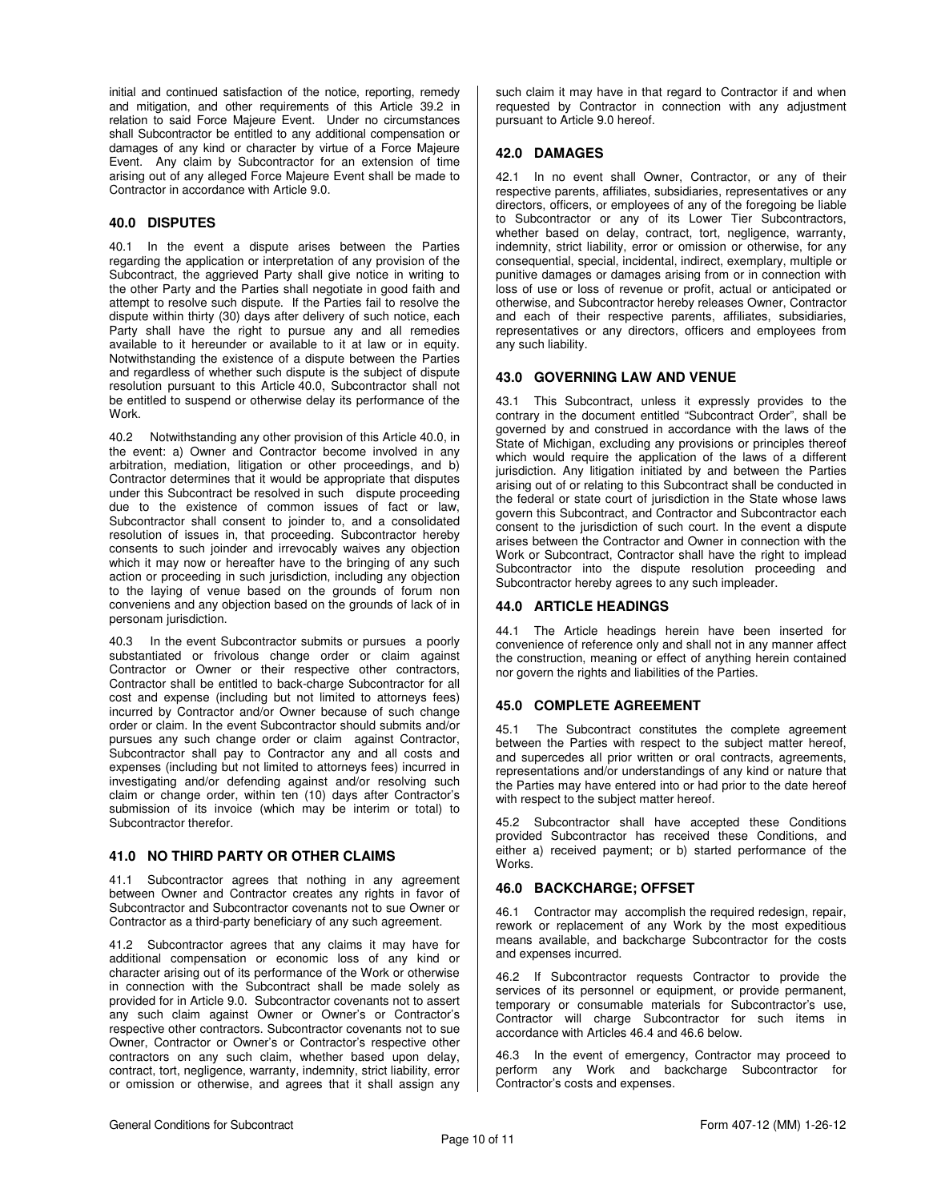initial and continued satisfaction of the notice, reporting, remedy and mitigation, and other requirements of this Article 39.2 in relation to said Force Majeure Event. Under no circumstances shall Subcontractor be entitled to any additional compensation or damages of any kind or character by virtue of a Force Majeure Event. Any claim by Subcontractor for an extension of time arising out of any alleged Force Majeure Event shall be made to Contractor in accordance with Article 9.0.

## 40.0 DISPUTES

40.1 In the event a dispute arises between the Parties regarding the application or interpretation of any provision of the Subcontract, the aggrieved Party shall give notice in writing to the other Party and the Parties shall negotiate in good faith and attempt to resolve such dispute. If the Parties fail to resolve the dispute within thirty (30) days after delivery of such notice, each Party shall have the right to pursue any and all remedies available to it hereunder or available to it at law or in equity. Notwithstanding the existence of a dispute between the Parties and regardless of whether such dispute is the subject of dispute resolution pursuant to this Article 40.0, Subcontractor shall not be entitled to suspend or otherwise delay its performance of the Work.

40.2 Notwithstanding any other provision of this Article 40.0, in the event: a) Owner and Contractor become involved in any arbitration, mediation, litigation or other proceedings, and b) Contractor determines that it would be appropriate that disputes under this Subcontract be resolved in such dispute proceeding due to the existence of common issues of fact or law, Subcontractor shall consent to joinder to, and a consolidated resolution of issues in, that proceeding. Subcontractor hereby consents to such joinder and irrevocably waives any objection which it may now or hereafter have to the bringing of any such action or proceeding in such jurisdiction, including any objection to the laying of venue based on the grounds of forum non conveniens and any objection based on the grounds of lack of in personam jurisdiction.

40.3 In the event Subcontractor submits or pursues a poorly substantiated or frivolous change order or claim against Contractor or Owner or their respective other contractors, Contractor shall be entitled to back-charge Subcontractor for all cost and expense (including but not limited to attorneys fees) incurred by Contractor and/or Owner because of such change order or claim. In the event Subcontractor should submits and/or pursues any such change order or claim against Contractor, Subcontractor shall pay to Contractor any and all costs and expenses (including but not limited to attorneys fees) incurred in investigating and/or defending against and/or resolving such claim or change order, within ten (10) days after Contractor's submission of its invoice (which may be interim or total) to Subcontractor therefor.

## 41.0 NO THIRD PARTY OR OTHER CLAIMS

41.1 Subcontractor agrees that nothing in any agreement between Owner and Contractor creates any rights in favor of Subcontractor and Subcontractor covenants not to sue Owner or Contractor as a third-party beneficiary of any such agreement.

41.2 Subcontractor agrees that any claims it may have for additional compensation or economic loss of any kind or character arising out of its performance of the Work or otherwise in connection with the Subcontract shall be made solely as provided for in Article 9.0. Subcontractor covenants not to assert any such claim against Owner or Owner's or Contractor's respective other contractors. Subcontractor covenants not to sue Owner, Contractor or Owner's or Contractor's respective other contractors on any such claim, whether based upon delay, contract, tort, negligence, warranty, indemnity, strict liability, error or omission or otherwise, and agrees that it shall assign any such claim it may have in that regard to Contractor if and when requested by Contractor in connection with any adjustment pursuant to Article 9.0 hereof.

## 42.0 DAMAGES

42.1 In no event shall Owner, Contractor, or any of their respective parents, affiliates, subsidiaries, representatives or any directors, officers, or employees of any of the foregoing be liable to Subcontractor or any of its Lower Tier Subcontractors, whether based on delay, contract, tort, negligence, warranty, indemnity, strict liability, error or omission or otherwise, for any consequential, special, incidental, indirect, exemplary, multiple or punitive damages or damages arising from or in connection with loss of use or loss of revenue or profit, actual or anticipated or otherwise, and Subcontractor hereby releases Owner, Contractor and each of their respective parents, affiliates, subsidiaries, representatives or any directors, officers and employees from any such liability.

## 43.0 GOVERNING LAW AND VENUE

43.1 This Subcontract, unless it expressly provides to the contrary in the document entitled "Subcontract Order", shall be governed by and construed in accordance with the laws of the State of Michigan, excluding any provisions or principles thereof which would require the application of the laws of a different jurisdiction. Any litigation initiated by and between the Parties arising out of or relating to this Subcontract shall be conducted in the federal or state court of jurisdiction in the State whose laws govern this Subcontract, and Contractor and Subcontractor each consent to the jurisdiction of such court. In the event a dispute arises between the Contractor and Owner in connection with the Work or Subcontract, Contractor shall have the right to implead Subcontractor into the dispute resolution proceeding and Subcontractor hereby agrees to any such impleader.

## 44.0 ARTICLE HEADINGS

44.1 The Article headings herein have been inserted for convenience of reference only and shall not in any manner affect the construction, meaning or effect of anything herein contained nor govern the rights and liabilities of the Parties.

## 45.0 COMPLETE AGREEMENT

45.1 The Subcontract constitutes the complete agreement between the Parties with respect to the subject matter hereof, and supercedes all prior written or oral contracts, agreements, representations and/or understandings of any kind or nature that the Parties may have entered into or had prior to the date hereof with respect to the subject matter hereof.

45.2 Subcontractor shall have accepted these Conditions provided Subcontractor has received these Conditions, and either a) received payment; or b) started performance of the Works.

## 46.0 BACKCHARGE; OFFSET

46.1 Contractor may accomplish the required redesign, repair, rework or replacement of any Work by the most expeditious means available, and backcharge Subcontractor for the costs and expenses incurred.

46.2 If Subcontractor requests Contractor to provide the services of its personnel or equipment, or provide permanent, temporary or consumable materials for Subcontractor's use, Contractor will charge Subcontractor for such items in accordance with Articles 46.4 and 46.6 below.

46.3 In the event of emergency, Contractor may proceed to perform any Work and backcharge Subcontractor for Contractor's costs and expenses.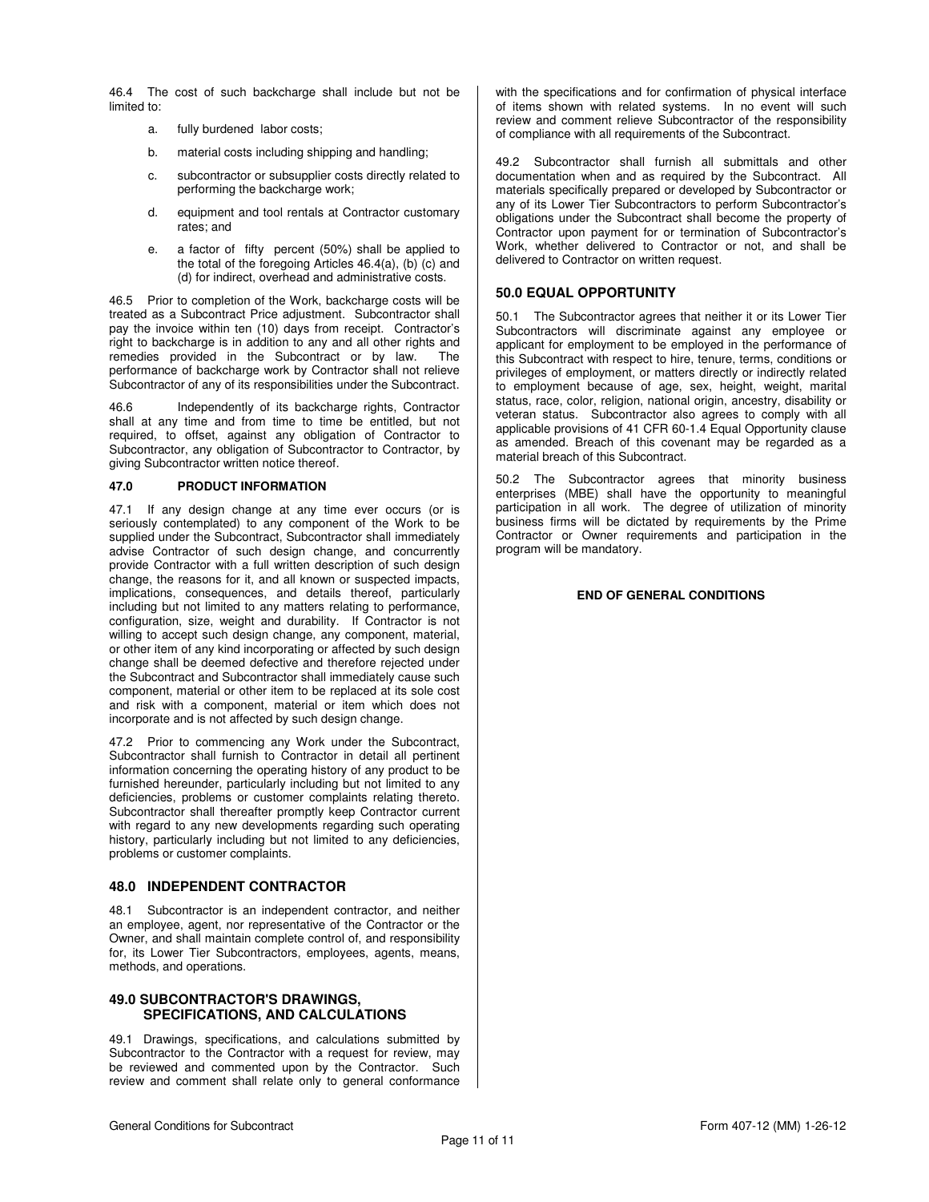46.4 The cost of such backcharge shall include but not be limited to:

a. fully burdened labor costs;

b. material costs including shipping and handling;

c. subcontractor or subsupplier costs directly related to performing the backcharge work;

d. equipment and tool rentals at Contractor customary rates; and

e. a factor of fifty percent (50%) shall be applied to the total of the foregoing Articles 46.4(a), (b) (c) and (d) for indirect, overhead and administrative costs.

46.5 Prior to completion of the Work, backcharge costs will be treated as a Subcontract Price adjustment. Subcontractor shall pay the invoice within ten (10) days from receipt. Contractor's right to backcharge is in addition to any and all other rights and remedies provided in the Subcontract or by law. The performance of backcharge work by Contractor shall not relieve Subcontractor of any of its responsibilities under the Subcontract.

46.6 Independently of its backcharge rights, Contractor shall at any time and from time to time be entitled, but not required, to offset, against any obligation of Contractor to Subcontractor, any obligation of Subcontractor to Contractor, by giving Subcontractor written notice thereof.

### 47.0 PRODUCT INFORMATION

47.1 If any design change at any time ever occurs (or is seriously contemplated) to any component of the Work to be supplied under the Subcontract, Subcontractor shall immediately advise Contractor of such design change, and concurrently provide Contractor with a full written description of such design change, the reasons for it, and all known or suspected impacts, implications, consequences, and details thereof, particularly including but not limited to any matters relating to performance, configuration, size, weight and durability. If Contractor is not willing to accept such design change, any component, material, or other item of any kind incorporating or affected by such design change shall be deemed defective and therefore rejected under the Subcontract and Subcontractor shall immediately cause such component, material or other item to be replaced at its sole cost and risk with a component, material or item which does not incorporate and is not affected by such design change.

47.2 Prior to commencing any Work under the Subcontract, Subcontractor shall furnish to Contractor in detail all pertinent information concerning the operating history of any product to be furnished hereunder, particularly including but not limited to any deficiencies, problems or customer complaints relating thereto. Subcontractor shall thereafter promptly keep Contractor current with regard to any new developments regarding such operating history, particularly including but not limited to any deficiencies, problems or customer complaints.

### 48.0 INDEPENDENT CONTRACTOR

48.1 Subcontractor is an independent contractor, and neither an employee, agent, nor representative of the Contractor or the Owner, and shall maintain complete control of, and responsibility for, its Lower Tier Subcontractors, employees, agents, means, methods, and operations.

### 49.0 SUBCONTRACTOR'S DRAWINGS, SPECIFICATIONS, AND CALCULATIONS

49.1 Drawings, specifications, and calculations submitted by Subcontractor to the Contractor with a request for review, may be reviewed and commented upon by the Contractor. Such review and comment shall relate only to general conformance with the specifications and for confirmation of physical interface of items shown with related systems. In no event will such review and comment relieve Subcontractor of the responsibility of compliance with all requirements of the Subcontract.

49.2 Subcontractor shall furnish all submittals and other documentation when and as required by the Subcontract. All materials specifically prepared or developed by Subcontractor or any of its Lower Tier Subcontractors to perform Subcontractor's obligations under the Subcontract shall become the property of Contractor upon payment for or termination of Subcontractor's Work, whether delivered to Contractor or not, and shall be delivered to Contractor on written request.

### 50.0 EQUAL OPPORTUNITY

50.1 The Subcontractor agrees that neither it or its Lower Tier Subcontractors will discriminate against any employee or applicant for employment to be employed in the performance of this Subcontract with respect to hire, tenure, terms, conditions or privileges of employment, or matters directly or indirectly related to employment because of age, sex, height, weight, marital status, race, color, religion, national origin, ancestry, disability or veteran status. Subcontractor also agrees to comply with all applicable provisions of 41 CFR 60-1.4 Equal Opportunity clause as amended. Breach of this covenant may be regarded as a material breach of this Subcontract.

50.2 The Subcontractor agrees that minority business enterprises (MBE) shall have the opportunity to meaningful participation in all work. The degree of utilization of minority business firms will be dictated by requirements by the Prime Contractor or Owner requirements and participation in the program will be mandatory.

**END OF GENERAL CONDITIONS**